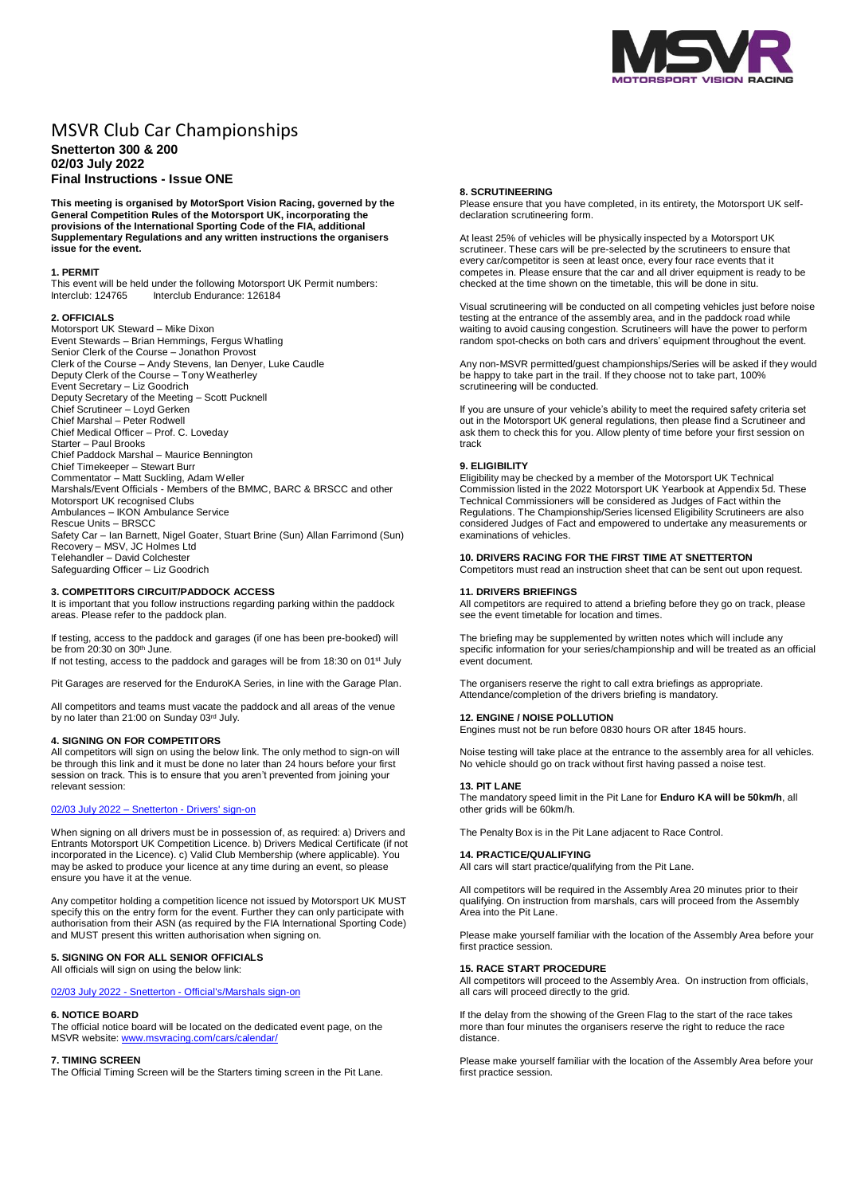# MSVR Club Car Championships

**Snetterton 300 & 200**
**02/03 July 2022**
**Final Instructions - Issue ONE**

**This meeting is organised by MotorSport Vision Racing, governed by the General Competition Rules of the Motorsport UK, incorporating the provisions of the International Sporting Code of the FIA, additional Supplementary Regulations and any written instructions the organisers issue for the event.**

### 1. PERMIT

This event will be held under the following Motorsport UK Permit numbers:
Interclub: 124765 Interclub Endurance: 126184

### 2. OFFICIALS

Motorsport UK Steward – Mike Dixon
Event Stewards – Brian Hemmings, Fergus Whatling
Senior Clerk of the Course – Jonathon Provost
Clerk of the Course – Andy Stevens, Ian Denyer, Luke Caudle
Deputy Clerk of the Course – Tony Weatherley
Event Secretary – Liz Goodrich
Deputy Secretary of the Meeting – Scott Pucknell
Chief Scrutineer – Loyd Gerken
Chief Marshal – Peter Rodwell
Chief Medical Officer – Prof. C. Loveday
Starter – Paul Brooks
Chief Paddock Marshal – Maurice Bennington
Chief Timekeeper – Stewart Burr
Commentator – Matt Suckling, Adam Weller
Marshals/Event Officials - Members of the BMMC, BARC & BRSCC and other Motorsport UK recognised Clubs
Ambulances – IKON Ambulance Service
Rescue Units – BRSCC
Safety Car – Ian Barnett, Nigel Goater, Stuart Brine (Sun) Allan Farrimond (Sun)
Recovery – MSV, JC Holmes Ltd
Telehandler – David Colchester
Safeguarding Officer – Liz Goodrich

### 3. COMPETITORS CIRCUIT/PADDOCK ACCESS

It is important that you follow instructions regarding parking within the paddock areas. Please refer to the paddock plan.

If testing, access to the paddock and garages (if one has been pre-booked) will be from 20:30 on 30th June.
If not testing, access to the paddock and garages will be from 18:30 on 01st July

Pit Garages are reserved for the EnduroKA Series, in line with the Garage Plan.

All competitors and teams must vacate the paddock and all areas of the venue by no later than 21:00 on Sunday 03rd July.

### 4. SIGNING ON FOR COMPETITORS

All competitors will sign on using the below link. The only method to sign-on will be through this link and it must be done no later than 24 hours before your first session on track. This is to ensure that you aren't prevented from joining your relevant session:

02/03 July 2022 – Snetterton - Drivers' sign-on

When signing on all drivers must be in possession of, as required: a) Drivers and Entrants Motorsport UK Competition Licence. b) Drivers Medical Certificate (if not incorporated in the Licence). c) Valid Club Membership (where applicable). You may be asked to produce your licence at any time during an event, so please ensure you have it at the venue.

Any competitor holding a competition licence not issued by Motorsport UK MUST specify this on the entry form for the event. Further they can only participate with authorisation from their ASN (as required by the FIA International Sporting Code) and MUST present this written authorisation when signing on.

### 5. SIGNING ON FOR ALL SENIOR OFFICIALS

All officials will sign on using the below link:

02/03 July 2022 - Snetterton - Official's/Marshals sign-on

### 6. NOTICE BOARD

The official notice board will be located on the dedicated event page, on the MSVR website: www.msvracing.com/cars/calendar/

### 7. TIMING SCREEN

The Official Timing Screen will be the Starters timing screen in the Pit Lane.

### 8. SCRUTINEERING

Please ensure that you have completed, in its entirety, the Motorsport UK self-declaration scrutineering form.

At least 25% of vehicles will be physically inspected by a Motorsport UK scrutineer. These cars will be pre-selected by the scrutineers to ensure that every car/competitor is seen at least once, every four race events that it competes in. Please ensure that the car and all driver equipment is ready to be checked at the time shown on the timetable, this will be done in situ.

Visual scrutineering will be conducted on all competing vehicles just before noise testing at the entrance of the assembly area, and in the paddock road while waiting to avoid causing congestion. Scrutineers will have the power to perform random spot-checks on both cars and drivers' equipment throughout the event.

Any non-MSVR permitted/guest championships/Series will be asked if they would be happy to take part in the trail. If they choose not to take part, 100% scrutineering will be conducted.

If you are unsure of your vehicle's ability to meet the required safety criteria set out in the Motorsport UK general regulations, then please find a Scrutineer and ask them to check this for you. Allow plenty of time before your first session on track

### 9. ELIGIBILITY

Eligibility may be checked by a member of the Motorsport UK Technical Commission listed in the 2022 Motorsport UK Yearbook at Appendix 5d. These Technical Commissioners will be considered as Judges of Fact within the Regulations. The Championship/Series licensed Eligibility Scrutineers are also considered Judges of Fact and empowered to undertake any measurements or examinations of vehicles.

### 10. DRIVERS RACING FOR THE FIRST TIME AT SNETTERTON

Competitors must read an instruction sheet that can be sent out upon request.

### 11. DRIVERS BRIEFINGS

All competitors are required to attend a briefing before they go on track, please see the event timetable for location and times.

The briefing may be supplemented by written notes which will include any specific information for your series/championship and will be treated as an official event document.

The organisers reserve the right to call extra briefings as appropriate. Attendance/completion of the drivers briefing is mandatory.

### 12. ENGINE / NOISE POLLUTION

Engines must not be run before 0830 hours OR after 1845 hours.

Noise testing will take place at the entrance to the assembly area for all vehicles. No vehicle should go on track without first having passed a noise test.

### 13. PIT LANE

The mandatory speed limit in the Pit Lane for **Enduro KA will be 50km/h**, all other grids will be 60km/h.

The Penalty Box is in the Pit Lane adjacent to Race Control.

### 14. PRACTICE/QUALIFYING

All cars will start practice/qualifying from the Pit Lane.

All competitors will be required in the Assembly Area 20 minutes prior to their qualifying. On instruction from marshals, cars will proceed from the Assembly Area into the Pit Lane.

Please make yourself familiar with the location of the Assembly Area before your first practice session.

### 15. RACE START PROCEDURE

All competitors will proceed to the Assembly Area. On instruction from officials, all cars will proceed directly to the grid.

If the delay from the showing of the Green Flag to the start of the race takes more than four minutes the organisers reserve the right to reduce the race distance.

Please make yourself familiar with the location of the Assembly Area before your first practice session.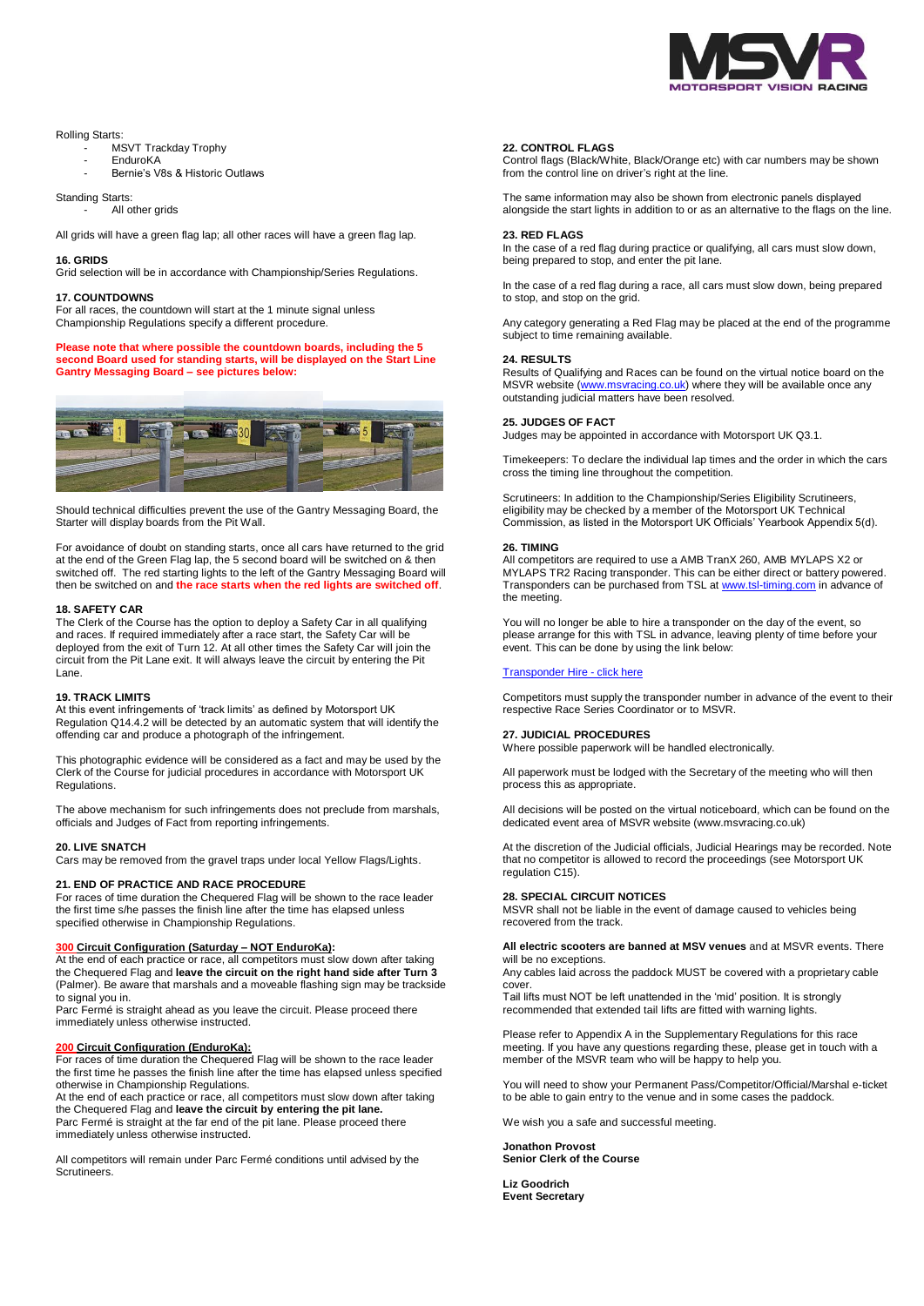Rolling Starts:

- MSVT Trackday Trophy
- EnduroKA
- Bernie's V8s & Historic Outlaws

Standing Starts:

- All other grids

All grids will have a green flag lap; all other races will have a green flag lap.

**16. GRIDS**
Grid selection will be in accordance with Championship/Series Regulations.

**17. COUNTDOWNS**
For all races, the countdown will start at the 1 minute signal unless Championship Regulations specify a different procedure.

**Please note that where possible the countdown boards, including the 5 second Board used for standing starts, will be displayed on the Start Line Gantry Messaging Board – see pictures below:**

Should technical difficulties prevent the use of the Gantry Messaging Board, the Starter will display boards from the Pit Wall.

For avoidance of doubt on standing starts, once all cars have returned to the grid at the end of the Green Flag lap, the 5 second board will be switched on & then switched off. The red starting lights to the left of the Gantry Messaging Board will then be switched on and **the race starts when the red lights are switched off**.

**18. SAFETY CAR**
The Clerk of the Course has the option to deploy a Safety Car in all qualifying and races. If required immediately after a race start, the Safety Car will be deployed from the exit of Turn 12. At all other times the Safety Car will join the circuit from the Pit Lane exit. It will always leave the circuit by entering the Pit Lane.

**19. TRACK LIMITS**
At this event infringements of 'track limits' as defined by Motorsport UK Regulation Q14.4.2 will be detected by an automatic system that will identify the offending car and produce a photograph of the infringement.

This photographic evidence will be considered as a fact and may be used by the Clerk of the Course for judicial procedures in accordance with Motorsport UK Regulations.

The above mechanism for such infringements does not preclude from marshals, officials and Judges of Fact from reporting infringements.

**20. LIVE SNATCH**
Cars may be removed from the gravel traps under local Yellow Flags/Lights.

**21. END OF PRACTICE AND RACE PROCEDURE**
For races of time duration the Chequered Flag will be shown to the race leader the first time s/he passes the finish line after the time has elapsed unless specified otherwise in Championship Regulations.

**300 Circuit Configuration (Saturday – NOT EnduroKa):**
At the end of each practice or race, all competitors must slow down after taking the Chequered Flag and **leave the circuit on the right hand side after Turn 3** (Palmer). Be aware that marshals and a moveable flashing sign may be trackside to signal you in.
Parc Fermé is straight ahead as you leave the circuit. Please proceed there immediately unless otherwise instructed.

**200 Circuit Configuration (EnduroKa):**
For races of time duration the Chequered Flag will be shown to the race leader the first time he passes the finish line after the time has elapsed unless specified otherwise in Championship Regulations.
At the end of each practice or race, all competitors must slow down after taking the Chequered Flag and **leave the circuit by entering the pit lane.**
Parc Fermé is straight at the far end of the pit lane. Please proceed there immediately unless otherwise instructed.

All competitors will remain under Parc Fermé conditions until advised by the Scrutineers.

**22. CONTROL FLAGS**
Control flags (Black/White, Black/Orange etc) with car numbers may be shown from the control line on driver's right at the line.

The same information may also be shown from electronic panels displayed alongside the start lights in addition to or as an alternative to the flags on the line.

**23. RED FLAGS**
In the case of a red flag during practice or qualifying, all cars must slow down, being prepared to stop, and enter the pit lane.

In the case of a red flag during a race, all cars must slow down, being prepared to stop, and stop on the grid.

Any category generating a Red Flag may be placed at the end of the programme subject to time remaining available.

**24. RESULTS**
Results of Qualifying and Races can be found on the virtual notice board on the MSVR website (www.msvracing.co.uk) where they will be available once any outstanding judicial matters have been resolved.

**25. JUDGES OF FACT**
Judges may be appointed in accordance with Motorsport UK Q3.1.

Timekeepers: To declare the individual lap times and the order in which the cars cross the timing line throughout the competition.

Scrutineers: In addition to the Championship/Series Eligibility Scrutineers, eligibility may be checked by a member of the Motorsport UK Technical Commission, as listed in the Motorsport UK Officials' Yearbook Appendix 5(d).

**26. TIMING**
All competitors are required to use a AMB TranX 260, AMB MYLAPS X2 or MYLAPS TR2 Racing transponder. This can be either direct or battery powered. Transponders can be purchased from TSL at www.tsl-timing.com in advance of the meeting.

You will no longer be able to hire a transponder on the day of the event, so please arrange for this with TSL in advance, leaving plenty of time before your event. This can be done by using the link below:

Transponder Hire - click here

Competitors must supply the transponder number in advance of the event to their respective Race Series Coordinator or to MSVR.

**27. JUDICIAL PROCEDURES**
Where possible paperwork will be handled electronically.

All paperwork must be lodged with the Secretary of the meeting who will then process this as appropriate.

All decisions will be posted on the virtual noticeboard, which can be found on the dedicated event area of MSVR website (www.msvracing.co.uk)

At the discretion of the Judicial officials, Judicial Hearings may be recorded. Note that no competitor is allowed to record the proceedings (see Motorsport UK regulation C15).

**28. SPECIAL CIRCUIT NOTICES**
MSVR shall not be liable in the event of damage caused to vehicles being recovered from the track.

**All electric scooters are banned at MSV venues** and at MSVR events. There will be no exceptions.
Any cables laid across the paddock MUST be covered with a proprietary cable cover.
Tail lifts must NOT be left unattended in the 'mid' position. It is strongly recommended that extended tail lifts are fitted with warning lights.

Please refer to Appendix A in the Supplementary Regulations for this race meeting. If you have any questions regarding these, please get in touch with a member of the MSVR team who will be happy to help you.

You will need to show your Permanent Pass/Competitor/Official/Marshal e-ticket to be able to gain entry to the venue and in some cases the paddock.

We wish you a safe and successful meeting.

**Jonathon Provost**
**Senior Clerk of the Course**

**Liz Goodrich**
**Event Secretary**